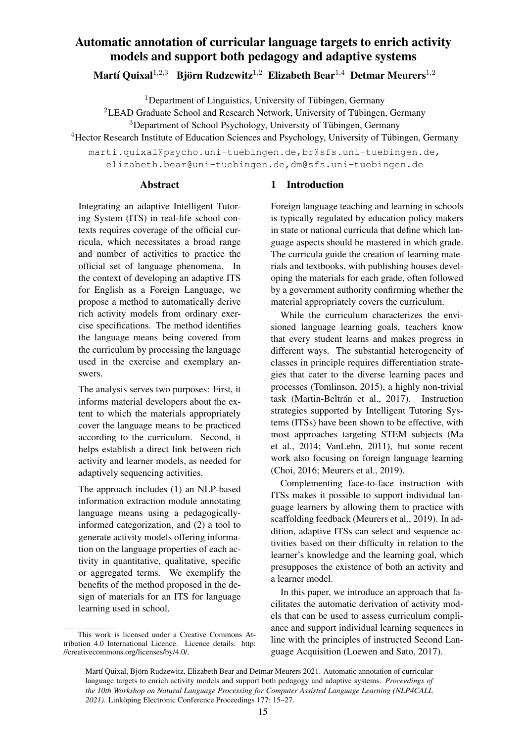# Automatic annotation of curricular language targets to enrich activity models and support both pedagogy and adaptive systems

**Martí Quixal**[1,2,3] **Björn Rudzewitz**[1,2] **Elizabeth Bear**[1,4] **Detmar Meurers**[1,2]

[1]Department of Linguistics, University of Tübingen, Germany
[2]LEAD Graduate School and Research Network, University of Tübingen, Germany
[3]Department of School Psychology, University of Tübingen, Germany
[4]Hector Research Institute of Education Sciences and Psychology, University of Tübingen, Germany

marti.quixal@psycho.uni-tuebingen.de, br@sfs.uni-tuebingen.de, elizabeth.bear@uni-tuebingen.de, dm@sfs.uni-tuebingen.de

## Abstract

Integrating an adaptive Intelligent Tutoring System (ITS) in real-life school contexts requires coverage of the official curricula, which necessitates a broad range and number of activities to practice the official set of language phenomena. In the context of developing an adaptive ITS for English as a Foreign Language, we propose a method to automatically derive rich activity models from ordinary exercise specifications. The method identifies the language means being covered from the curriculum by processing the language used in the exercise and exemplary answers.

The analysis serves two purposes: First, it informs material developers about the extent to which the materials appropriately cover the language means to be practiced according to the curriculum. Second, it helps establish a direct link between rich activity and learner models, as needed for adaptively sequencing activities.

The approach includes (1) an NLP-based information extraction module annotating language means using a pedagogically-informed categorization, and (2) a tool to generate activity models offering information on the language properties of each activity in quantitative, qualitative, specific or aggregated terms. We exemplify the benefits of the method proposed in the design of materials for an ITS for language learning used in school.

This work is licensed under a Creative Commons Attribution 4.0 International Licence. Licence details: http://creativecommons.org/licenses/by/4.0/.

## 1 Introduction

Foreign language teaching and learning in schools is typically regulated by education policy makers in state or national curricula that define which language aspects should be mastered in which grade. The curricula guide the creation of learning materials and textbooks, with publishing houses developing the materials for each grade, often followed by a government authority confirming whether the material appropriately covers the curriculum.

While the curriculum characterizes the envisioned language learning goals, teachers know that every student learns and makes progress in different ways. The substantial heterogeneity of classes in principle requires differentiation strategies that cater to the diverse learning paces and processes (Tomlinson, 2015), a highly non-trivial task (Martin-Beltrán et al., 2017). Instruction strategies supported by Intelligent Tutoring Systems (ITSs) have been shown to be effective, with most approaches targeting STEM subjects (Ma et al., 2014; VanLehn, 2011), but some recent work also focusing on foreign language learning (Choi, 2016; Meurers et al., 2019).

Complementing face-to-face instruction with ITSs makes it possible to support individual language learners by allowing them to practice with scaffolding feedback (Meurers et al., 2019). In addition, adaptive ITSs can select and sequence activities based on their difficulty in relation to the learner's knowledge and the learning goal, which presupposes the existence of both an activity and a learner model.

In this paper, we introduce an approach that facilitates the automatic derivation of activity models that can be used to assess curriculum compliance and support individual learning sequences in line with the principles of instructed Second Language Acquisition (Loewen and Sato, 2017).

Martí Quixal, Björn Rudzewitz, Elizabeth Bear and Detmar Meurers 2021. Automatic annotation of curricular language targets to enrich activity models and support both pedagogy and adaptive systems. *Proceedings of the 10th Workshop on Natural Language Processing for Computer Assisted Language Learning (NLP4CALL 2021).* Linköping Electronic Conference Proceedings 177: 15–27.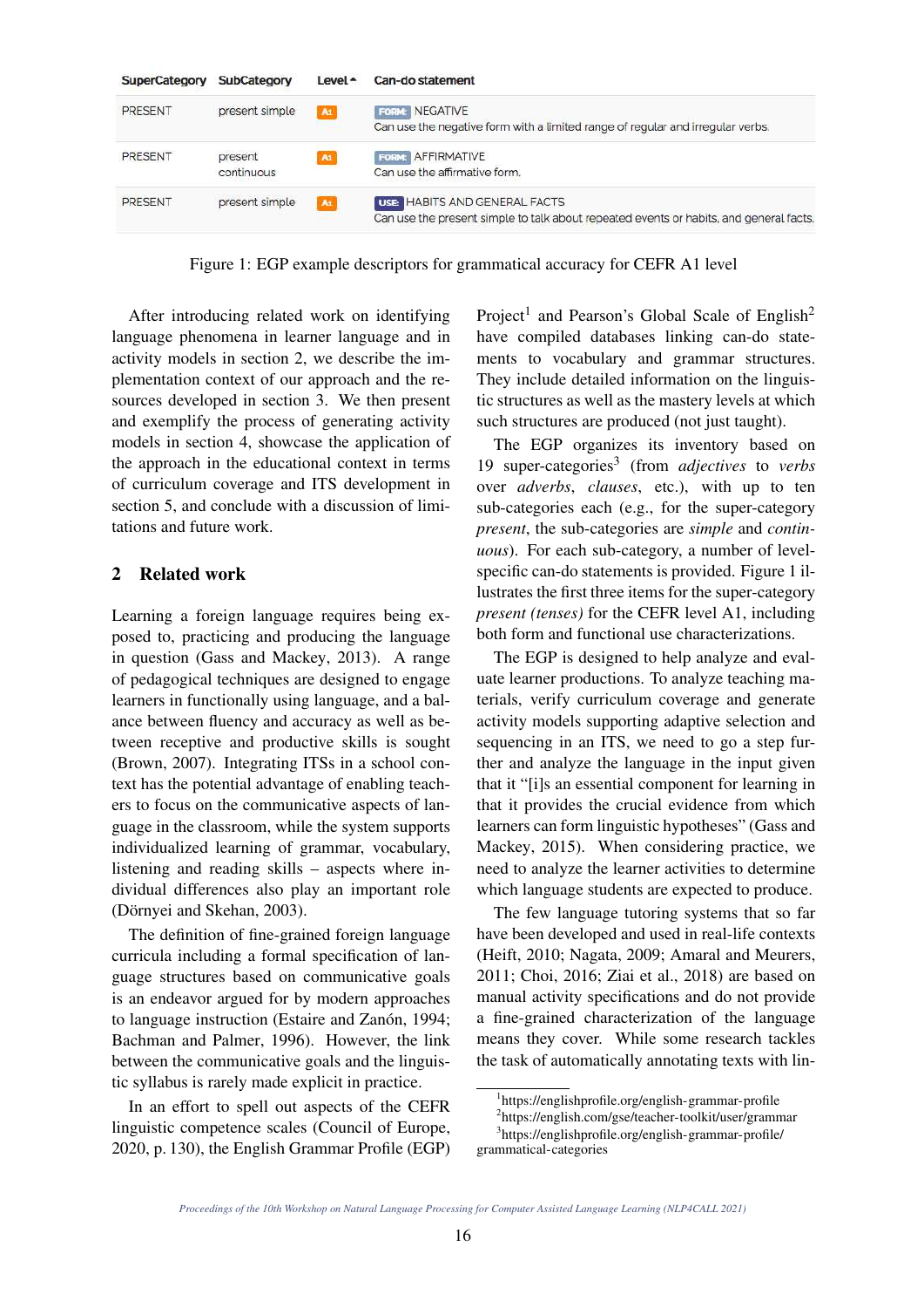| SuperCategory | SubCategory | Level | Can-do statement |
|---|---|---|---|
| PRESENT | present simple | A1 | FORM: NEGATIVE<br>Can use the negative form with a limited range of regular and irregular verbs. |
| PRESENT | present continuous | A1 | FORM: AFFIRMATIVE<br>Can use the affirmative form. |
| PRESENT | present simple | A1 | USE: HABITS AND GENERAL FACTS<br>Can use the present simple to talk about repeated events or habits, and general facts. |

Figure 1: EGP example descriptors for grammatical accuracy for CEFR A1 level

After introducing related work on identifying language phenomena in learner language and in activity models in section 2, we describe the implementation context of our approach and the resources developed in section 3. We then present and exemplify the process of generating activity models in section 4, showcase the application of the approach in the educational context in terms of curriculum coverage and ITS development in section 5, and conclude with a discussion of limitations and future work.

## 2 Related work

Learning a foreign language requires being exposed to, practicing and producing the language in question (Gass and Mackey, 2013). A range of pedagogical techniques are designed to engage learners in functionally using language, and a balance between fluency and accuracy as well as between receptive and productive skills is sought (Brown, 2007). Integrating ITSs in a school context has the potential advantage of enabling teachers to focus on the communicative aspects of language in the classroom, while the system supports individualized learning of grammar, vocabulary, listening and reading skills – aspects where individual differences also play an important role (Dörnyei and Skehan, 2003).

The definition of fine-grained foreign language curricula including a formal specification of language structures based on communicative goals is an endeavor argued for by modern approaches to language instruction (Estaire and Zanón, 1994; Bachman and Palmer, 1996). However, the link between the communicative goals and the linguistic syllabus is rarely made explicit in practice.

In an effort to spell out aspects of the CEFR linguistic competence scales (Council of Europe, 2020, p. 130), the English Grammar Profile (EGP) Project[1] and Pearson's Global Scale of English[2] have compiled databases linking can-do statements to vocabulary and grammar structures. They include detailed information on the linguistic structures as well as the mastery levels at which such structures are produced (not just taught).

The EGP organizes its inventory based on 19 super-categories[3] (from *adjectives* to *verbs* over *adverbs*, *clauses*, etc.), with up to ten sub-categories each (e.g., for the super-category *present*, the sub-categories are *simple* and *continuous*). For each sub-category, a number of level-specific can-do statements is provided. Figure 1 illustrates the first three items for the super-category *present (tenses)* for the CEFR level A1, including both form and functional use characterizations.

The EGP is designed to help analyze and evaluate learner productions. To analyze teaching materials, verify curriculum coverage and generate activity models supporting adaptive selection and sequencing in an ITS, we need to go a step further and analyze the language in the input given that it "[i]s an essential component for learning in that it provides the crucial evidence from which learners can form linguistic hypotheses" (Gass and Mackey, 2015). When considering practice, we need to analyze the learner activities to determine which language students are expected to produce.

The few language tutoring systems that so far have been developed and used in real-life contexts (Heift, 2010; Nagata, 2009; Amaral and Meurers, 2011; Choi, 2016; Ziai et al., 2018) are based on manual activity specifications and do not provide a fine-grained characterization of the language means they cover. While some research tackles the task of automatically annotating texts with lin-

[1] https://englishprofile.org/english-grammar-profile
[2] https://english.com/gse/teacher-toolkit/user/grammar
[3] https://englishprofile.org/english-grammar-profile/grammatical-categories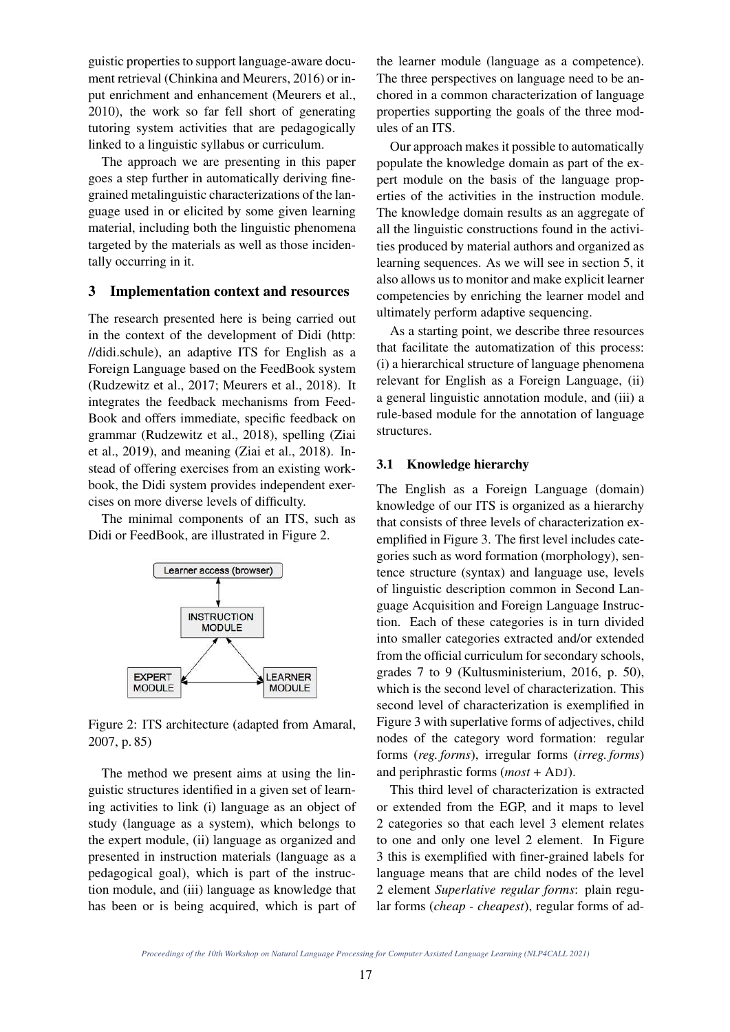guistic properties to support language-aware document retrieval (Chinkina and Meurers, 2016) or input enrichment and enhancement (Meurers et al., 2010), the work so far fell short of generating tutoring system activities that are pedagogically linked to a linguistic syllabus or curriculum.

The approach we are presenting in this paper goes a step further in automatically deriving fine-grained metalinguistic characterizations of the language used in or elicited by some given learning material, including both the linguistic phenomena targeted by the materials as well as those incidentally occurring in it.

## 3 Implementation context and resources

The research presented here is being carried out in the context of the development of Didi (http://didi.schule), an adaptive ITS for English as a Foreign Language based on the FeedBook system (Rudzewitz et al., 2017; Meurers et al., 2018). It integrates the feedback mechanisms from FeedBook and offers immediate, specific feedback on grammar (Rudzewitz et al., 2018), spelling (Ziai et al., 2019), and meaning (Ziai et al., 2018). Instead of offering exercises from an existing workbook, the Didi system provides independent exercises on more diverse levels of difficulty.

The minimal components of an ITS, such as Didi or FeedBook, are illustrated in Figure 2.

Figure 2: ITS architecture (adapted from Amaral, 2007, p. 85)

The method we present aims at using the linguistic structures identified in a given set of learning activities to link (i) language as an object of study (language as a system), which belongs to the expert module, (ii) language as organized and presented in instruction materials (language as a pedagogical goal), which is part of the instruction module, and (iii) language as knowledge that has been or is being acquired, which is part of the learner module (language as a competence). The three perspectives on language need to be anchored in a common characterization of language properties supporting the goals of the three modules of an ITS.

Our approach makes it possible to automatically populate the knowledge domain as part of the expert module on the basis of the language properties of the activities in the instruction module. The knowledge domain results as an aggregate of all the linguistic constructions found in the activities produced by material authors and organized as learning sequences. As we will see in section 5, it also allows us to monitor and make explicit learner competencies by enriching the learner model and ultimately perform adaptive sequencing.

As a starting point, we describe three resources that facilitate the automatization of this process: (i) a hierarchical structure of language phenomena relevant for English as a Foreign Language, (ii) a general linguistic annotation module, and (iii) a rule-based module for the annotation of language structures.

### 3.1 Knowledge hierarchy

The English as a Foreign Language (domain) knowledge of our ITS is organized as a hierarchy that consists of three levels of characterization exemplified in Figure 3. The first level includes categories such as word formation (morphology), sentence structure (syntax) and language use, levels of linguistic description common in Second Language Acquisition and Foreign Language Instruction. Each of these categories is in turn divided into smaller categories extracted and/or extended from the official curriculum for secondary schools, grades 7 to 9 (Kultusministerium, 2016, p. 50), which is the second level of characterization. This second level of characterization is exemplified in Figure 3 with superlative forms of adjectives, child nodes of the category word formation: regular forms (*reg. forms*), irregular forms (*irreg. forms*) and periphrastic forms (*most* + ADJ).

This third level of characterization is extracted or extended from the EGP, and it maps to level 2 categories so that each level 3 element relates to one and only one level 2 element. In Figure 3 this is exemplified with finer-grained labels for language means that are child nodes of the level 2 element *Superlative regular forms*: plain regular forms (*cheap - cheapest*), regular forms of ad-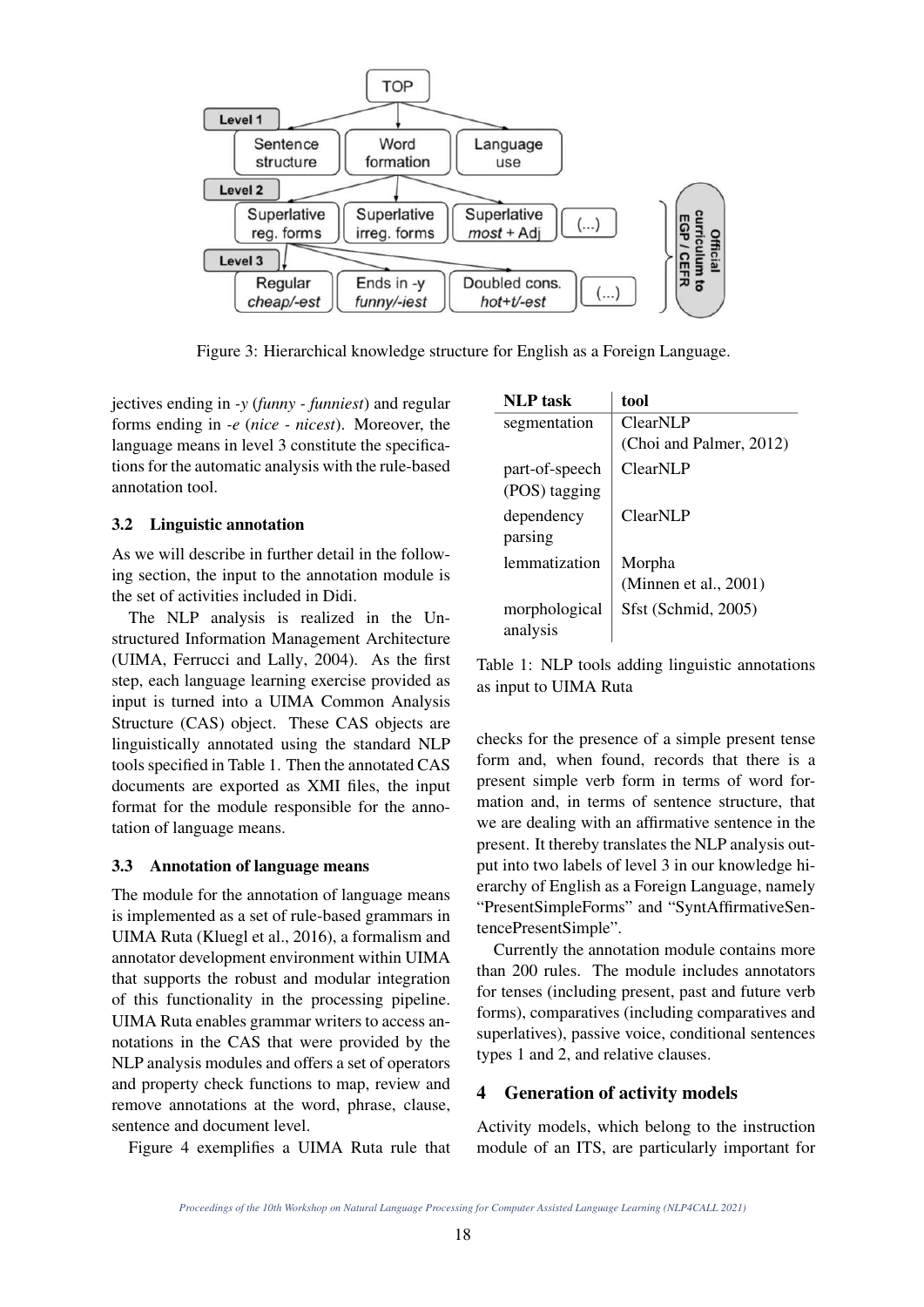Figure 3: Hierarchical knowledge structure for English as a Foreign Language.

jectives ending in *-y* (*funny* - *funniest*) and regular forms ending in *-e* (*nice* - *nicest*). Moreover, the language means in level 3 constitute the specifications for the automatic analysis with the rule-based annotation tool.

### 3.2 Linguistic annotation

As we will describe in further detail in the following section, the input to the annotation module is the set of activities included in Didi.

The NLP analysis is realized in the Unstructured Information Management Architecture (UIMA, Ferrucci and Lally, 2004). As the first step, each language learning exercise provided as input is turned into a UIMA Common Analysis Structure (CAS) object. These CAS objects are linguistically annotated using the standard NLP tools specified in Table 1. Then the annotated CAS documents are exported as XMI files, the input format for the module responsible for the annotation of language means.

### 3.3 Annotation of language means

The module for the annotation of language means is implemented as a set of rule-based grammars in UIMA Ruta (Kluegl et al., 2016), a formalism and annotator development environment within UIMA that supports the robust and modular integration of this functionality in the processing pipeline. UIMA Ruta enables grammar writers to access annotations in the CAS that were provided by the NLP analysis modules and offers a set of operators and property check functions to map, review and remove annotations at the word, phrase, clause, sentence and document level.

Figure 4 exemplifies a UIMA Ruta rule that checks for the presence of a simple present tense form and, when found, records that there is a present simple verb form in terms of word formation and, in terms of sentence structure, that we are dealing with an affirmative sentence in the present. It thereby translates the NLP analysis output into two labels of level 3 in our knowledge hierarchy of English as a Foreign Language, namely "PresentSimpleForms" and "SyntAffirmativeSentencePresentSimple".

| **NLP task** | **tool** |
|---|---|
| segmentation | ClearNLP (Choi and Palmer, 2012) |
| part-of-speech (POS) tagging | ClearNLP |
| dependency parsing | ClearNLP |
| lemmatization | Morpha (Minnen et al., 2001) |
| morphological analysis | Sfst (Schmid, 2005) |

Table 1: NLP tools adding linguistic annotations as input to UIMA Ruta

Currently the annotation module contains more than 200 rules. The module includes annotators for tenses (including present, past and future verb forms), comparatives (including comparatives and superlatives), passive voice, conditional sentences types 1 and 2, and relative clauses.

## 4 Generation of activity models

Activity models, which belong to the instruction module of an ITS, are particularly important for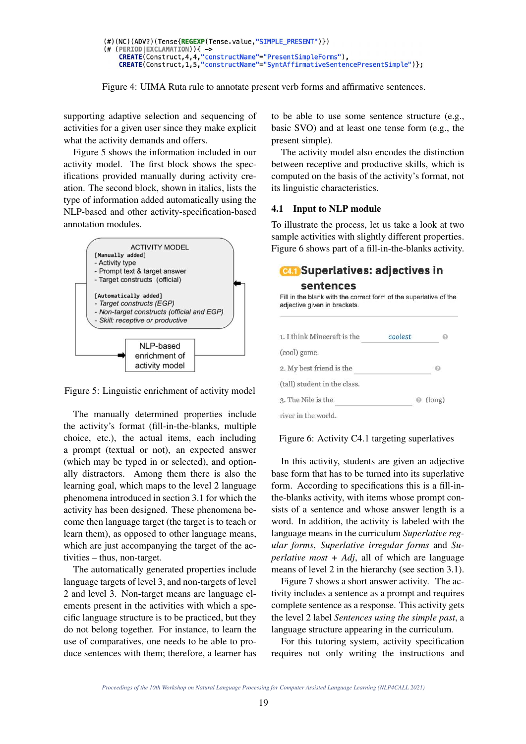```
(#)(NC)(ADV?)(Tense{REGEXP(Tense.value,"SIMPLE_PRESENT")})
(# (PERIOD|EXCLAMATION)){ ->
    CREATE(Construct,4,4,"constructName"="PresentSimpleForms"),
    CREATE(Construct,1,5,"constructName"="SyntAffirmativeSentencePresentSimple")};
```

Figure 4: UIMA Ruta rule to annotate present verb forms and affirmative sentences.

supporting adaptive selection and sequencing of activities for a given user since they make explicit what the activity demands and offers.

Figure 5 shows the information included in our activity model. The first block shows the specifications provided manually during activity creation. The second block, shown in italics, lists the type of information added automatically using the NLP-based and other activity-specification-based annotation modules.

ACTIVITY MODEL
[Manually added]
- Activity type
- Prompt text & target answer
- Target constructs (official)

[Automatically added]
- *Target constructs (EGP)*
- *Non-target constructs (official and EGP)*
- *Skill: receptive or productive*

NLP-based enrichment of activity model

Figure 5: Linguistic enrichment of activity model

The manually determined properties include the activity's format (fill-in-the-blanks, multiple choice, etc.), the actual items, each including a prompt (textual or not), an expected answer (which may be typed in or selected), and optionally distractors. Among them there is also the learning goal, which maps to the level 2 language phenomena introduced in section 3.1 for which the activity has been designed. These phenomena become then language target (the target is to teach or learn them), as opposed to other language means, which are just accompanying the target of the activities – thus, non-target.

The automatically generated properties include language targets of level 3, and non-targets of level 2 and level 3. Non-target means are language elements present in the activities with which a specific language structure is to be practiced, but they do not belong together. For instance, to learn the use of comparatives, one needs to be able to produce sentences with them; therefore, a learner has to be able to use some sentence structure (e.g., basic SVO) and at least one tense form (e.g., the present simple).

The activity model also encodes the distinction between receptive and productive skills, which is computed on the basis of the activity's format, not its linguistic characteristics.

### 4.1 Input to NLP module

To illustrate the process, let us take a look at two sample activities with slightly different properties. Figure 6 shows part of a fill-in-the-blanks activity.

**C4.1 Superlatives: adjectives in sentences**

Fill in the blank with the correct form of the superlative of the adjective given in brackets.

1. I think Minecraft is the ___coolest___ (cool) game.

2. My best friend is the ________ (tall) student in the class.

3. The Nile is the ________ (long) river in the world.

Figure 6: Activity C4.1 targeting superlatives

In this activity, students are given an adjective base form that has to be turned into its superlative form. According to specifications this is a fill-in-the-blanks activity, with items whose prompt consists of a sentence and whose answer length is a word. In addition, the activity is labeled with the language means in the curriculum *Superlative regular forms*, *Superlative irregular forms* and *Superlative most + Adj*, all of which are language means of level 2 in the hierarchy (see section 3.1).

Figure 7 shows a short answer activity. The activity includes a sentence as a prompt and requires complete sentence as a response. This activity gets the level 2 label *Sentences using the simple past*, a language structure appearing in the curriculum.

For this tutoring system, activity specification requires not only writing the instructions and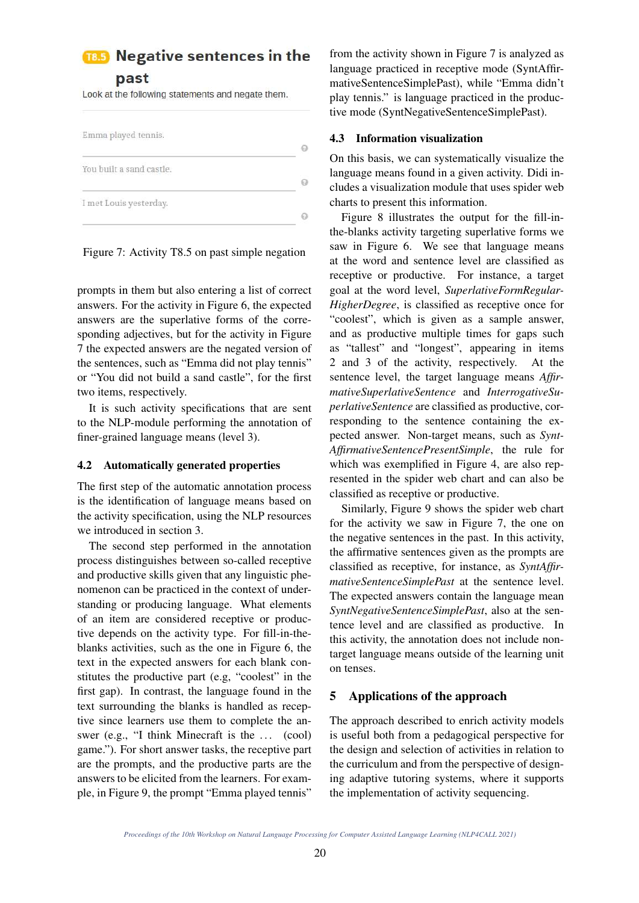**T8.5 Negative sentences in the past**

Look at the following statements and negate them.

Emma played tennis.

You built a sand castle.

I met Louis yesterday.

Figure 7: Activity T8.5 on past simple negation

prompts in them but also entering a list of correct answers. For the activity in Figure 6, the expected answers are the superlative forms of the corresponding adjectives, but for the activity in Figure 7 the expected answers are the negated version of the sentences, such as "Emma did not play tennis" or "You did not build a sand castle", for the first two items, respectively.

It is such activity specifications that are sent to the NLP-module performing the annotation of finer-grained language means (level 3).

### 4.2 Automatically generated properties

The first step of the automatic annotation process is the identification of language means based on the activity specification, using the NLP resources we introduced in section 3.

The second step performed in the annotation process distinguishes between so-called receptive and productive skills given that any linguistic phenomenon can be practiced in the context of understanding or producing language. What elements of an item are considered receptive or productive depends on the activity type. For fill-in-the-blanks activities, such as the one in Figure 6, the text in the expected answers for each blank constitutes the productive part (e.g, "coolest" in the first gap). In contrast, the language found in the text surrounding the blanks is handled as receptive since learners use them to complete the answer (e.g., "I think Minecraft is the ... (cool) game."). For short answer tasks, the receptive part are the prompts, and the productive parts are the answers to be elicited from the learners. For example, in Figure 9, the prompt "Emma played tennis" from the activity shown in Figure 7 is analyzed as language practiced in receptive mode (SyntAffirmativeSentenceSimplePast), while "Emma didn't play tennis." is language practiced in the productive mode (SyntNegativeSentenceSimplePast).

### 4.3 Information visualization

On this basis, we can systematically visualize the language means found in a given activity. Didi includes a visualization module that uses spider web charts to present this information.

Figure 8 illustrates the output for the fill-in-the-blanks activity targeting superlative forms we saw in Figure 6. We see that language means at the word and sentence level are classified as receptive or productive. For instance, a target goal at the word level, *SuperlativeFormRegularHigherDegree*, is classified as receptive once for "coolest", which is given as a sample answer, and as productive multiple times for gaps such as "tallest" and "longest", appearing in items 2 and 3 of the activity, respectively. At the sentence level, the target language means *AffirmativeSuperlativeSentence* and *InterrogativeSuperlativeSentence* are classified as productive, corresponding to the sentence containing the expected answer. Non-target means, such as *SyntAffirmativeSentencePresentSimple*, the rule for which was exemplified in Figure 4, are also represented in the spider web chart and can also be classified as receptive or productive.

Similarly, Figure 9 shows the spider web chart for the activity we saw in Figure 7, the one on the negative sentences in the past. In this activity, the affirmative sentences given as the prompts are classified as receptive, for instance, as *SyntAffirmativeSentenceSimplePast* at the sentence level. The expected answers contain the language mean *SyntNegativeSentenceSimplePast*, also at the sentence level and are classified as productive. In this activity, the annotation does not include non-target language means outside of the learning unit on tenses.

## 5 Applications of the approach

The approach described to enrich activity models is useful both from a pedagogical perspective for the design and selection of activities in relation to the curriculum and from the perspective of designing adaptive tutoring systems, where it supports the implementation of activity sequencing.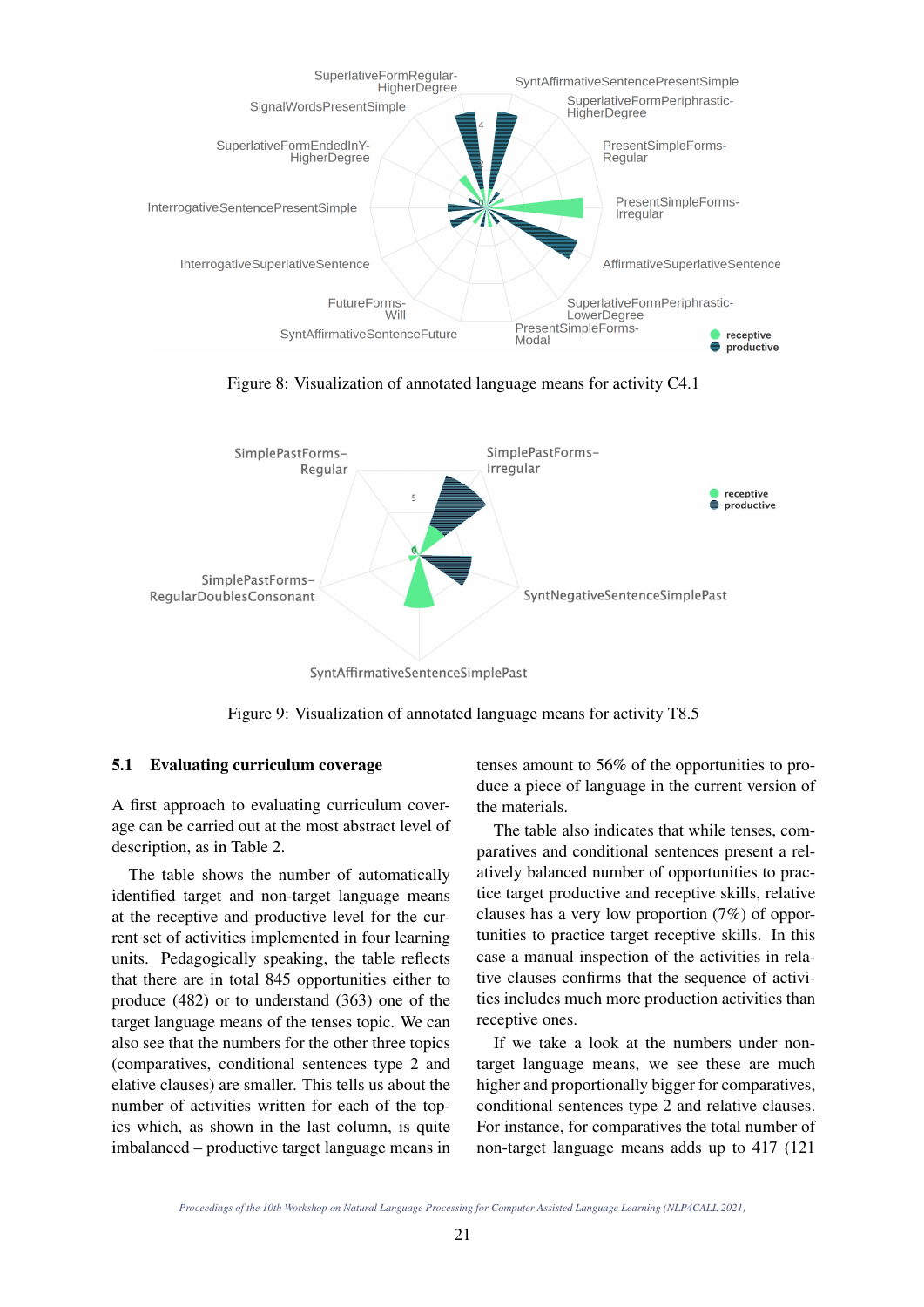Figure 8: Visualization of annotated language means for activity C4.1

Figure 9: Visualization of annotated language means for activity T8.5

### 5.1 Evaluating curriculum coverage

A first approach to evaluating curriculum coverage can be carried out at the most abstract level of description, as in Table 2.

The table shows the number of automatically identified target and non-target language means at the receptive and productive level for the current set of activities implemented in four learning units. Pedagogically speaking, the table reflects that there are in total 845 opportunities either to produce (482) or to understand (363) one of the target language means of the tenses topic. We can also see that the numbers for the other three topics (comparatives, conditional sentences type 2 and elative clauses) are smaller. This tells us about the number of activities written for each of the topics which, as shown in the last column, is quite imbalanced – productive target language means in tenses amount to 56% of the opportunities to produce a piece of language in the current version of the materials.

The table also indicates that while tenses, comparatives and conditional sentences present a relatively balanced number of opportunities to practice target productive and receptive skills, relative clauses has a very low proportion (7%) of opportunities to practice target receptive skills. In this case a manual inspection of the activities in relative clauses confirms that the sequence of activities includes much more production activities than receptive ones.

If we take a look at the numbers under non-target language means, we see these are much higher and proportionally bigger for comparatives, conditional sentences type 2 and relative clauses. For instance, for comparatives the total number of non-target language means adds up to 417 (121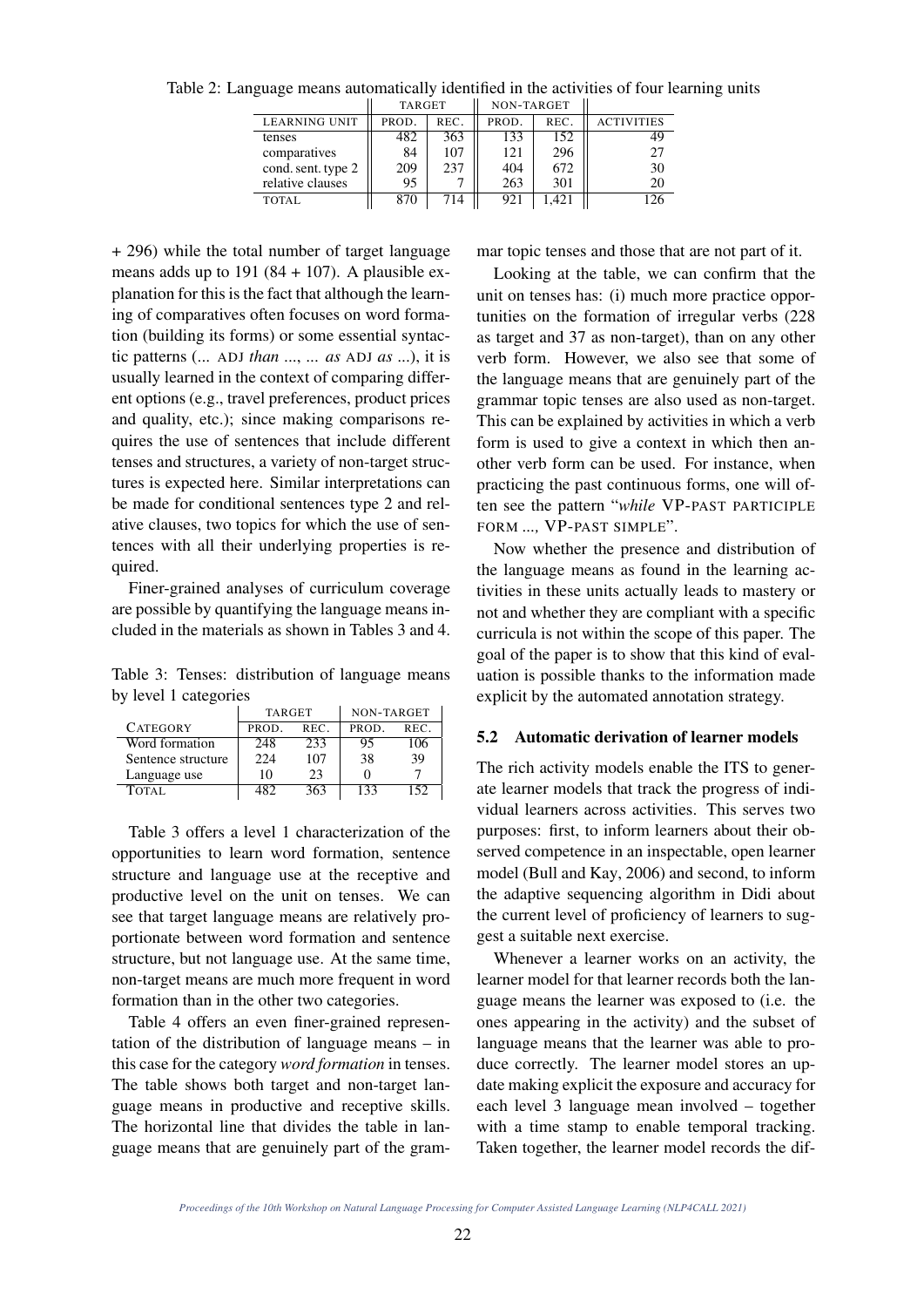Table 2: Language means automatically identified in the activities of four learning units

| | TARGET | | NON-TARGET | | |
|---|---|---|---|---|---|
| LEARNING UNIT | PROD. | REC. | PROD. | REC. | ACTIVITIES |
| tenses | 482 | 363 | 133 | 152 | 49 |
| comparatives | 84 | 107 | 121 | 296 | 27 |
| cond. sent. type 2 | 209 | 237 | 404 | 672 | 30 |
| relative clauses | 95 | 7 | 263 | 301 | 20 |
| TOTAL | 870 | 714 | 921 | 1,421 | 126 |

+ 296) while the total number of target language means adds up to 191 (84 + 107). A plausible explanation for this is the fact that although the learning of comparatives often focuses on word formation (building its forms) or some essential syntactic patterns (... ADJ *than* ..., ... *as* ADJ *as* ...), it is usually learned in the context of comparing different options (e.g., travel preferences, product prices and quality, etc.); since making comparisons requires the use of sentences that include different tenses and structures, a variety of non-target structures is expected here. Similar interpretations can be made for conditional sentences type 2 and relative clauses, two topics for which the use of sentences with all their underlying properties is required.

Finer-grained analyses of curriculum coverage are possible by quantifying the language means included in the materials as shown in Tables 3 and 4.

Table 3: Tenses: distribution of language means by level 1 categories

| | TARGET | | NON-TARGET | |
|---|---|---|---|---|
| CATEGORY | PROD. | REC. | PROD. | REC. |
| Word formation | 248 | 233 | 95 | 106 |
| Sentence structure | 224 | 107 | 38 | 39 |
| Language use | 10 | 23 | 0 | 7 |
| TOTAL | 482 | 363 | 133 | 152 |

Table 3 offers a level 1 characterization of the opportunities to learn word formation, sentence structure and language use at the receptive and productive level on the unit on tenses. We can see that target language means are relatively proportionate between word formation and sentence structure, but not language use. At the same time, non-target means are much more frequent in word formation than in the other two categories.

Table 4 offers an even finer-grained representation of the distribution of language means – in this case for the category *word formation* in tenses. The table shows both target and non-target language means in productive and receptive skills. The horizontal line that divides the table in language means that are genuinely part of the grammar topic tenses and those that are not part of it.

Looking at the table, we can confirm that the unit on tenses has: (i) much more practice opportunities on the formation of irregular verbs (228 as target and 37 as non-target), than on any other verb form. However, we also see that some of the language means that are genuinely part of the grammar topic tenses are also used as non-target. This can be explained by activities in which a verb form is used to give a context in which then another verb form can be used. For instance, when practicing the past continuous forms, one will often see the pattern "*while* VP-PAST PARTICIPLE FORM ..., VP-PAST SIMPLE".

Now whether the presence and distribution of the language means as found in the learning activities in these units actually leads to mastery or not and whether they are compliant with a specific curricula is not within the scope of this paper. The goal of the paper is to show that this kind of evaluation is possible thanks to the information made explicit by the automated annotation strategy.

### 5.2 Automatic derivation of learner models

The rich activity models enable the ITS to generate learner models that track the progress of individual learners across activities. This serves two purposes: first, to inform learners about their observed competence in an inspectable, open learner model (Bull and Kay, 2006) and second, to inform the adaptive sequencing algorithm in Didi about the current level of proficiency of learners to suggest a suitable next exercise.

Whenever a learner works on an activity, the learner model for that learner records both the language means the learner was exposed to (i.e. the ones appearing in the activity) and the subset of language means that the learner was able to produce correctly. The learner model stores an update making explicit the exposure and accuracy for each level 3 language mean involved – together with a time stamp to enable temporal tracking. Taken together, the learner model records the dif-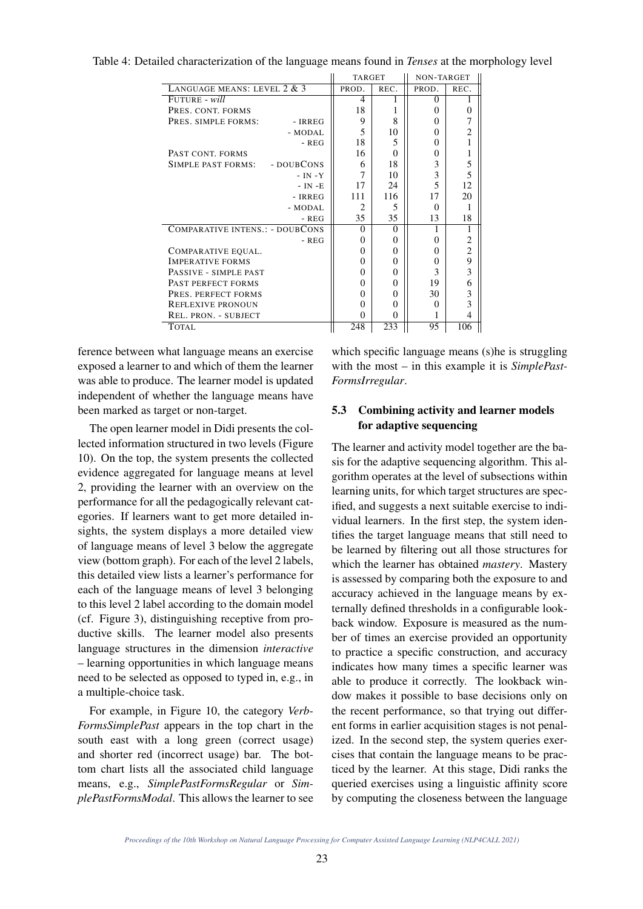Table 4: Detailed characterization of the language means found in *Tenses* at the morphology level

| | | TARGET | | NON-TARGET | |
|---|---|---|---|---|---|
| LANGUAGE MEANS: LEVEL 2 & 3 | | PROD. | REC. | PROD. | REC. |
| FUTURE - *will* | | 4 | 1 | 0 | 1 |
| PRES. CONT. FORMS | | 18 | 1 | 0 | 0 |
| PRES. SIMPLE FORMS: | - IRREG | 9 | 8 | 0 | 7 |
| | - MODAL | 5 | 10 | 0 | 2 |
| | - REG | 18 | 5 | 0 | 1 |
| PAST CONT. FORMS | | 16 | 0 | 0 | 1 |
| SIMPLE PAST FORMS: | - DOUBCONS | 6 | 18 | 3 | 5 |
| | - IN -Y | 7 | 10 | 3 | 5 |
| | - IN -E | 17 | 24 | 5 | 12 |
| | - IRREG | 111 | 116 | 17 | 20 |
| | - MODAL | 2 | 5 | 0 | 1 |
| | - REG | 35 | 35 | 13 | 18 |
| COMPARATIVE INTENS.: | - DOUBCONS | 0 | 0 | 1 | 1 |
| | - REG | 0 | 0 | 0 | 2 |
| COMPARATIVE EQUAL. | | 0 | 0 | 0 | 2 |
| IMPERATIVE FORMS | | 0 | 0 | 0 | 9 |
| PASSIVE - SIMPLE PAST | | 0 | 0 | 3 | 3 |
| PAST PERFECT FORMS | | 0 | 0 | 19 | 6 |
| PRES. PERFECT FORMS | | 0 | 0 | 30 | 3 |
| REFLEXIVE PRONOUN | | 0 | 0 | 0 | 3 |
| REL. PRON. - SUBJECT | | 0 | 0 | 1 | 4 |
| TOTAL | | 248 | 233 | 95 | 106 |

ference between what language means an exercise exposed a learner to and which of them the learner was able to produce. The learner model is updated independent of whether the language means have been marked as target or non-target.

The open learner model in Didi presents the collected information structured in two levels (Figure 10). On the top, the system presents the collected evidence aggregated for language means at level 2, providing the learner with an overview on the performance for all the pedagogically relevant categories. If learners want to get more detailed insights, the system displays a more detailed view of language means of level 3 below the aggregate view (bottom graph). For each of the level 2 labels, this detailed view lists a learner's performance for each of the language means of level 3 belonging to this level 2 label according to the domain model (cf. Figure 3), distinguishing receptive from productive skills. The learner model also presents language structures in the dimension *interactive* – learning opportunities in which language means need to be selected as opposed to typed in, e.g., in a multiple-choice task.

For example, in Figure 10, the category *VerbFormsSimplePast* appears in the top chart in the south east with a long green (correct usage) and shorter red (incorrect usage) bar. The bottom chart lists all the associated child language means, e.g., *SimplePastFormsRegular* or *SimplePastFormsModal*. This allows the learner to see which specific language means (s)he is struggling with the most – in this example it is *SimplePastFormsIrregular*.

### 5.3 Combining activity and learner models for adaptive sequencing

The learner and activity model together are the basis for the adaptive sequencing algorithm. This algorithm operates at the level of subsections within learning units, for which target structures are specified, and suggests a next suitable exercise to individual learners. In the first step, the system identifies the target language means that still need to be learned by filtering out all those structures for which the learner has obtained *mastery*. Mastery is assessed by comparing both the exposure to and accuracy achieved in the language means by externally defined thresholds in a configurable lookback window. Exposure is measured as the number of times an exercise provided an opportunity to practice a specific construction, and accuracy indicates how many times a specific learner was able to produce it correctly. The lookback window makes it possible to base decisions only on the recent performance, so that trying out different forms in earlier acquisition stages is not penalized. In the second step, the system queries exercises that contain the language means to be practiced by the learner. At this stage, Didi ranks the queried exercises using a linguistic affinity score by computing the closeness between the language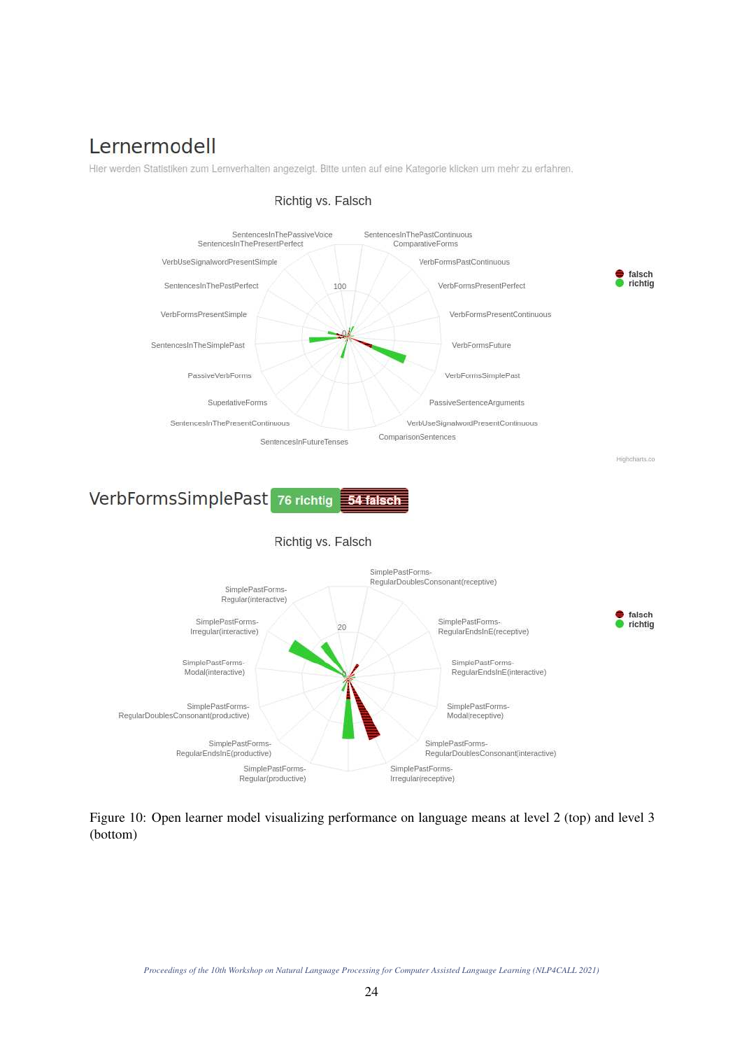Figure 10: Open learner model visualizing performance on language means at level 2 (top) and level 3 (bottom)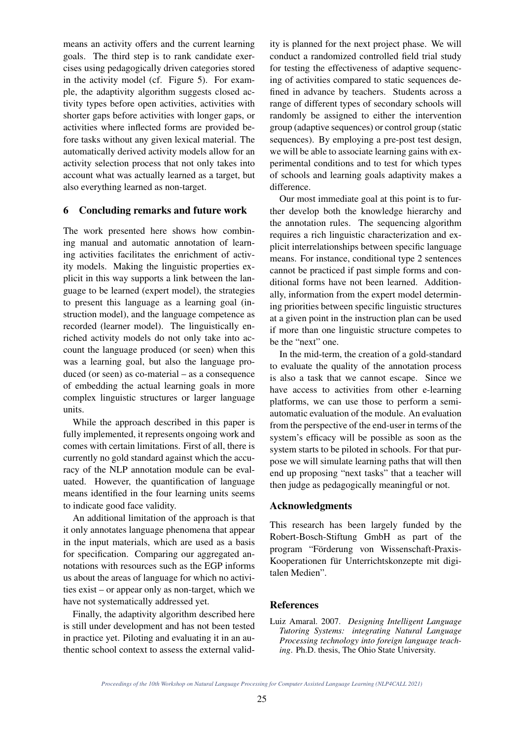means an activity offers and the current learning goals. The third step is to rank candidate exercises using pedagogically driven categories stored in the activity model (cf. Figure 5). For example, the adaptivity algorithm suggests closed activity types before open activities, activities with shorter gaps before activities with longer gaps, or activities where inflected forms are provided before tasks without any given lexical material. The automatically derived activity models allow for an activity selection process that not only takes into account what was actually learned as a target, but also everything learned as non-target.

## 6 Concluding remarks and future work

The work presented here shows how combining manual and automatic annotation of learning activities facilitates the enrichment of activity models. Making the linguistic properties explicit in this way supports a link between the language to be learned (expert model), the strategies to present this language as a learning goal (instruction model), and the language competence as recorded (learner model). The linguistically enriched activity models do not only take into account the language produced (or seen) when this was a learning goal, but also the language produced (or seen) as co-material – as a consequence of embedding the actual learning goals in more complex linguistic structures or larger language units.

While the approach described in this paper is fully implemented, it represents ongoing work and comes with certain limitations. First of all, there is currently no gold standard against which the accuracy of the NLP annotation module can be evaluated. However, the quantification of language means identified in the four learning units seems to indicate good face validity.

An additional limitation of the approach is that it only annotates language phenomena that appear in the input materials, which are used as a basis for specification. Comparing our aggregated annotations with resources such as the EGP informs us about the areas of language for which no activities exist – or appear only as non-target, which we have not systematically addressed yet.

Finally, the adaptivity algorithm described here is still under development and has not been tested in practice yet. Piloting and evaluating it in an authentic school context to assess the external validity is planned for the next project phase. We will conduct a randomized controlled field trial study for testing the effectiveness of adaptive sequencing of activities compared to static sequences defined in advance by teachers. Students across a range of different types of secondary schools will randomly be assigned to either the intervention group (adaptive sequences) or control group (static sequences). By employing a pre-post test design, we will be able to associate learning gains with experimental conditions and to test for which types of schools and learning goals adaptivity makes a difference.

Our most immediate goal at this point is to further develop both the knowledge hierarchy and the annotation rules. The sequencing algorithm requires a rich linguistic characterization and explicit interrelationships between specific language means. For instance, conditional type 2 sentences cannot be practiced if past simple forms and conditional forms have not been learned. Additionally, information from the expert model determining priorities between specific linguistic structures at a given point in the instruction plan can be used if more than one linguistic structure competes to be the "next" one.

In the mid-term, the creation of a gold-standard to evaluate the quality of the annotation process is also a task that we cannot escape. Since we have access to activities from other e-learning platforms, we can use those to perform a semi-automatic evaluation of the module. An evaluation from the perspective of the end-user in terms of the system's efficacy will be possible as soon as the system starts to be piloted in schools. For that purpose we will simulate learning paths that will then end up proposing "next tasks" that a teacher will then judge as pedagogically meaningful or not.

## Acknowledgments

This research has been largely funded by the Robert-Bosch-Stiftung GmbH as part of the program "Förderung von Wissenschaft-Praxis-Kooperationen für Unterrichtskonzepte mit digitalen Medien".

## References

Luiz Amaral. 2007. *Designing Intelligent Language Tutoring Systems: integrating Natural Language Processing technology into foreign language teaching*. Ph.D. thesis, The Ohio State University.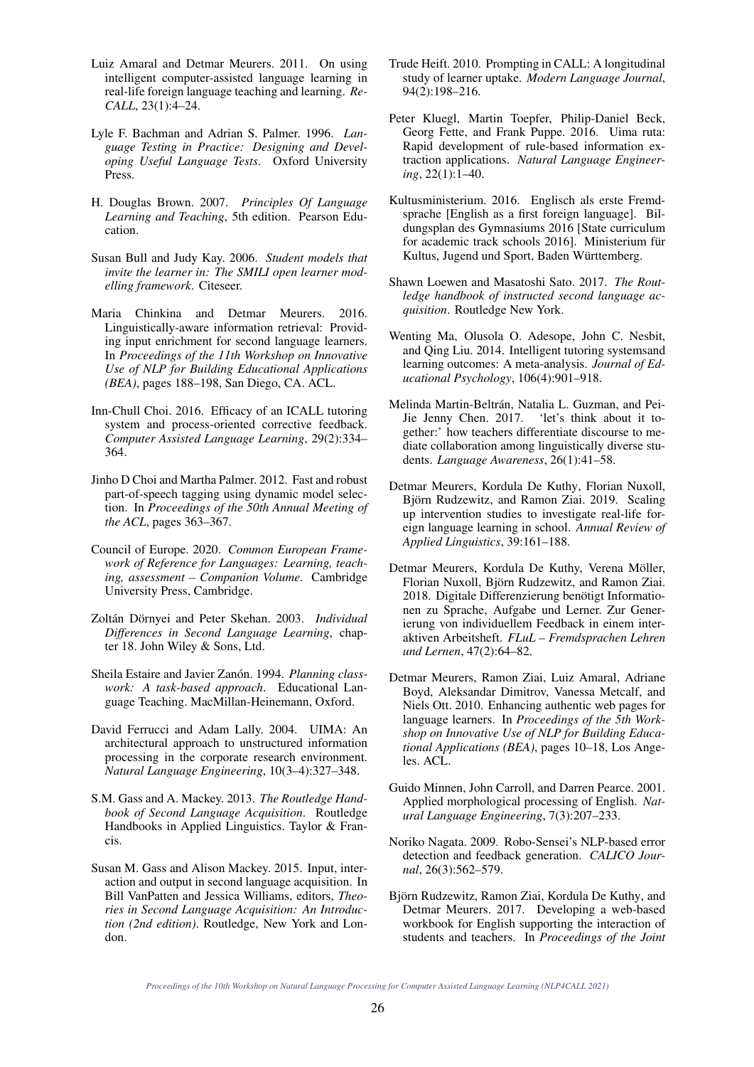Luiz Amaral and Detmar Meurers. 2011. On using intelligent computer-assisted language learning in real-life foreign language teaching and learning. *ReCALL*, 23(1):4–24.

Lyle F. Bachman and Adrian S. Palmer. 1996. *Language Testing in Practice: Designing and Developing Useful Language Tests*. Oxford University Press.

H. Douglas Brown. 2007. *Principles Of Language Learning and Teaching*, 5th edition. Pearson Education.

Susan Bull and Judy Kay. 2006. *Student models that invite the learner in: The SMILI open learner modelling framework*. Citeseer.

Maria Chinkina and Detmar Meurers. 2016. Linguistically-aware information retrieval: Providing input enrichment for second language learners. In *Proceedings of the 11th Workshop on Innovative Use of NLP for Building Educational Applications (BEA)*, pages 188–198, San Diego, CA. ACL.

Inn-Chull Choi. 2016. Efficacy of an ICALL tutoring system and process-oriented corrective feedback. *Computer Assisted Language Learning*, 29(2):334–364.

Jinho D Choi and Martha Palmer. 2012. Fast and robust part-of-speech tagging using dynamic model selection. In *Proceedings of the 50th Annual Meeting of the ACL*, pages 363–367.

Council of Europe. 2020. *Common European Framework of Reference for Languages: Learning, teaching, assessment – Companion Volume*. Cambridge University Press, Cambridge.

Zoltán Dörnyei and Peter Skehan. 2003. *Individual Differences in Second Language Learning*, chapter 18. John Wiley & Sons, Ltd.

Sheila Estaire and Javier Zanón. 1994. *Planning classwork: A task-based approach*. Educational Language Teaching. MacMillan-Heinemann, Oxford.

David Ferrucci and Adam Lally. 2004. UIMA: An architectural approach to unstructured information processing in the corporate research environment. *Natural Language Engineering*, 10(3–4):327–348.

S.M. Gass and A. Mackey. 2013. *The Routledge Handbook of Second Language Acquisition*. Routledge Handbooks in Applied Linguistics. Taylor & Francis.

Susan M. Gass and Alison Mackey. 2015. Input, interaction and output in second language acquisition. In Bill VanPatten and Jessica Williams, editors, *Theories in Second Language Acquisition: An Introduction (2nd edition)*. Routledge, New York and London.

Trude Heift. 2010. Prompting in CALL: A longitudinal study of learner uptake. *Modern Language Journal*, 94(2):198–216.

Peter Kluegl, Martin Toepfer, Philip-Daniel Beck, Georg Fette, and Frank Puppe. 2016. Uima ruta: Rapid development of rule-based information extraction applications. *Natural Language Engineering*, 22(1):1–40.

Kultusministerium. 2016. Englisch als erste Fremdsprache [English as a first foreign language]. Bildungsplan des Gymnasiums 2016 [State curriculum for academic track schools 2016]. Ministerium für Kultus, Jugend und Sport, Baden Württemberg.

Shawn Loewen and Masatoshi Sato. 2017. *The Routledge handbook of instructed second language acquisition*. Routledge New York.

Wenting Ma, Olusola O. Adesope, John C. Nesbit, and Qing Liu. 2014. Intelligent tutoring systemsand learning outcomes: A meta-analysis. *Journal of Educational Psychology*, 106(4):901–918.

Melinda Martin-Beltrán, Natalia L. Guzman, and Pei-Jie Jenny Chen. 2017. 'let's think about it together:' how teachers differentiate discourse to mediate collaboration among linguistically diverse students. *Language Awareness*, 26(1):41–58.

Detmar Meurers, Kordula De Kuthy, Florian Nuxoll, Björn Rudzewitz, and Ramon Ziai. 2019. Scaling up intervention studies to investigate real-life foreign language learning in school. *Annual Review of Applied Linguistics*, 39:161–188.

Detmar Meurers, Kordula De Kuthy, Verena Möller, Florian Nuxoll, Björn Rudzewitz, and Ramon Ziai. 2018. Digitale Differenzierung benötigt Informationen zu Sprache, Aufgabe und Lerner. Zur Generierung von individuellem Feedback in einem interaktiven Arbeitsheft. *FLuL – Fremdsprachen Lehren und Lernen*, 47(2):64–82.

Detmar Meurers, Ramon Ziai, Luiz Amaral, Adriane Boyd, Aleksandar Dimitrov, Vanessa Metcalf, and Niels Ott. 2010. Enhancing authentic web pages for language learners. In *Proceedings of the 5th Workshop on Innovative Use of NLP for Building Educational Applications (BEA)*, pages 10–18, Los Angeles. ACL.

Guido Minnen, John Carroll, and Darren Pearce. 2001. Applied morphological processing of English. *Natural Language Engineering*, 7(3):207–233.

Noriko Nagata. 2009. Robo-Sensei's NLP-based error detection and feedback generation. *CALICO Journal*, 26(3):562–579.

Björn Rudzewitz, Ramon Ziai, Kordula De Kuthy, and Detmar Meurers. 2017. Developing a web-based workbook for English supporting the interaction of students and teachers. In *Proceedings of the Joint*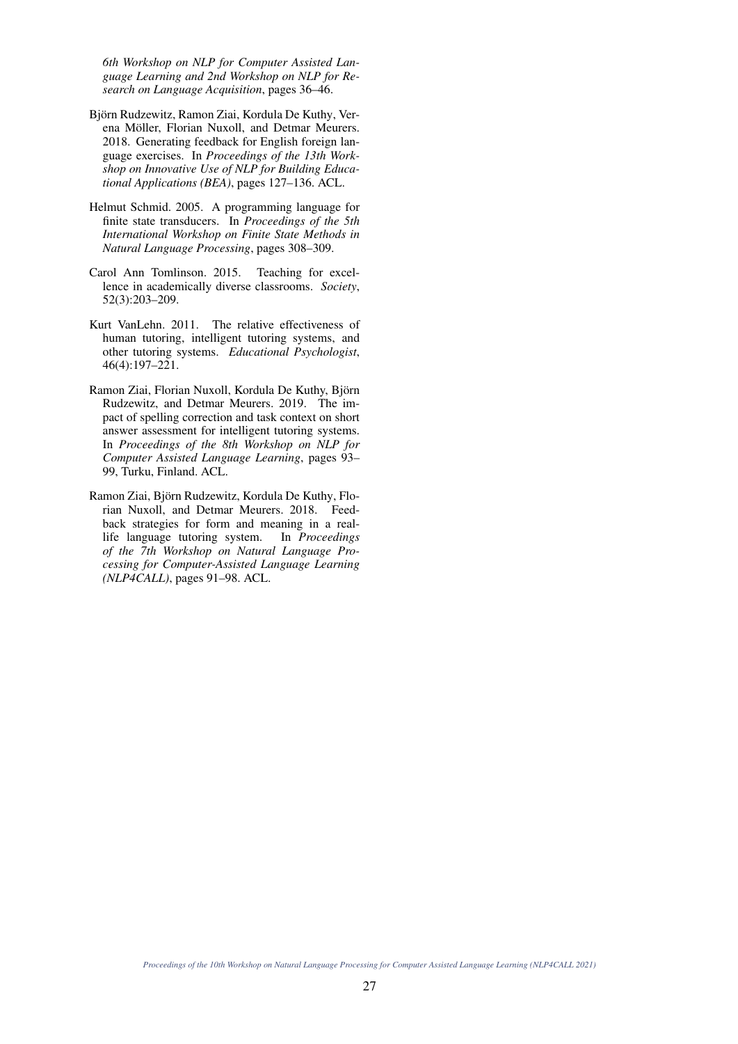*6th Workshop on NLP for Computer Assisted Language Learning and 2nd Workshop on NLP for Research on Language Acquisition*, pages 36–46.

Björn Rudzewitz, Ramon Ziai, Kordula De Kuthy, Verena Möller, Florian Nuxoll, and Detmar Meurers. 2018. Generating feedback for English foreign language exercises. In *Proceedings of the 13th Workshop on Innovative Use of NLP for Building Educational Applications (BEA)*, pages 127–136. ACL.

Helmut Schmid. 2005. A programming language for finite state transducers. In *Proceedings of the 5th International Workshop on Finite State Methods in Natural Language Processing*, pages 308–309.

Carol Ann Tomlinson. 2015. Teaching for excellence in academically diverse classrooms. *Society*, 52(3):203–209.

Kurt VanLehn. 2011. The relative effectiveness of human tutoring, intelligent tutoring systems, and other tutoring systems. *Educational Psychologist*, 46(4):197–221.

Ramon Ziai, Florian Nuxoll, Kordula De Kuthy, Björn Rudzewitz, and Detmar Meurers. 2019. The impact of spelling correction and task context on short answer assessment for intelligent tutoring systems. In *Proceedings of the 8th Workshop on NLP for Computer Assisted Language Learning*, pages 93–99, Turku, Finland. ACL.

Ramon Ziai, Björn Rudzewitz, Kordula De Kuthy, Florian Nuxoll, and Detmar Meurers. 2018. Feedback strategies for form and meaning in a real-life language tutoring system. In *Proceedings of the 7th Workshop on Natural Language Processing for Computer-Assisted Language Learning (NLP4CALL)*, pages 91–98. ACL.